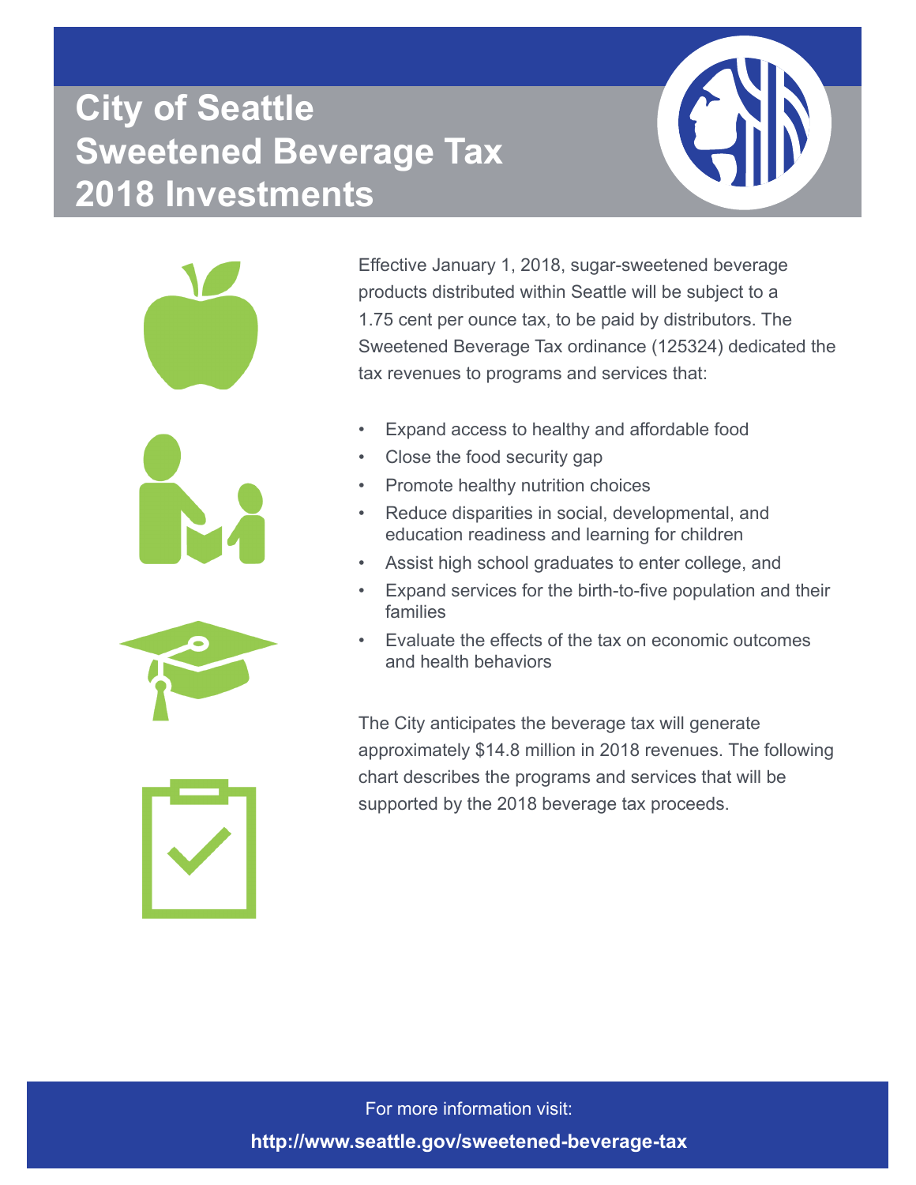# City of Seattle Sweetened Beverage Tax 2018 Investments

Effective January 1, 2018, sugar-sweetened beverage products distributed within Seattle will be subject to a 1.75 cent per ounce tax, to be paid by distributors. The Sweetened Beverage Tax ordinance (125324) dedicated the tax revenues to programs and services that:

- Expand access to healthy and affordable food
- Close the food security gap
- Promote healthy nutrition choices
- Reduce disparities in social, developmental, and education readiness and learning for children
- Assist high school graduates to enter college, and
- Expand services for the birth-to-five population and their families
- Evaluate the effects of the tax on economic outcomes and health behaviors

The City anticipates the beverage tax will generate approximately $14.8 million in 2018 revenues. The following chart describes the programs and services that will be supported by the 2018 beverage tax proceeds.

For more information visit:

**http://www.seattle.gov/sweetened-beverage-tax**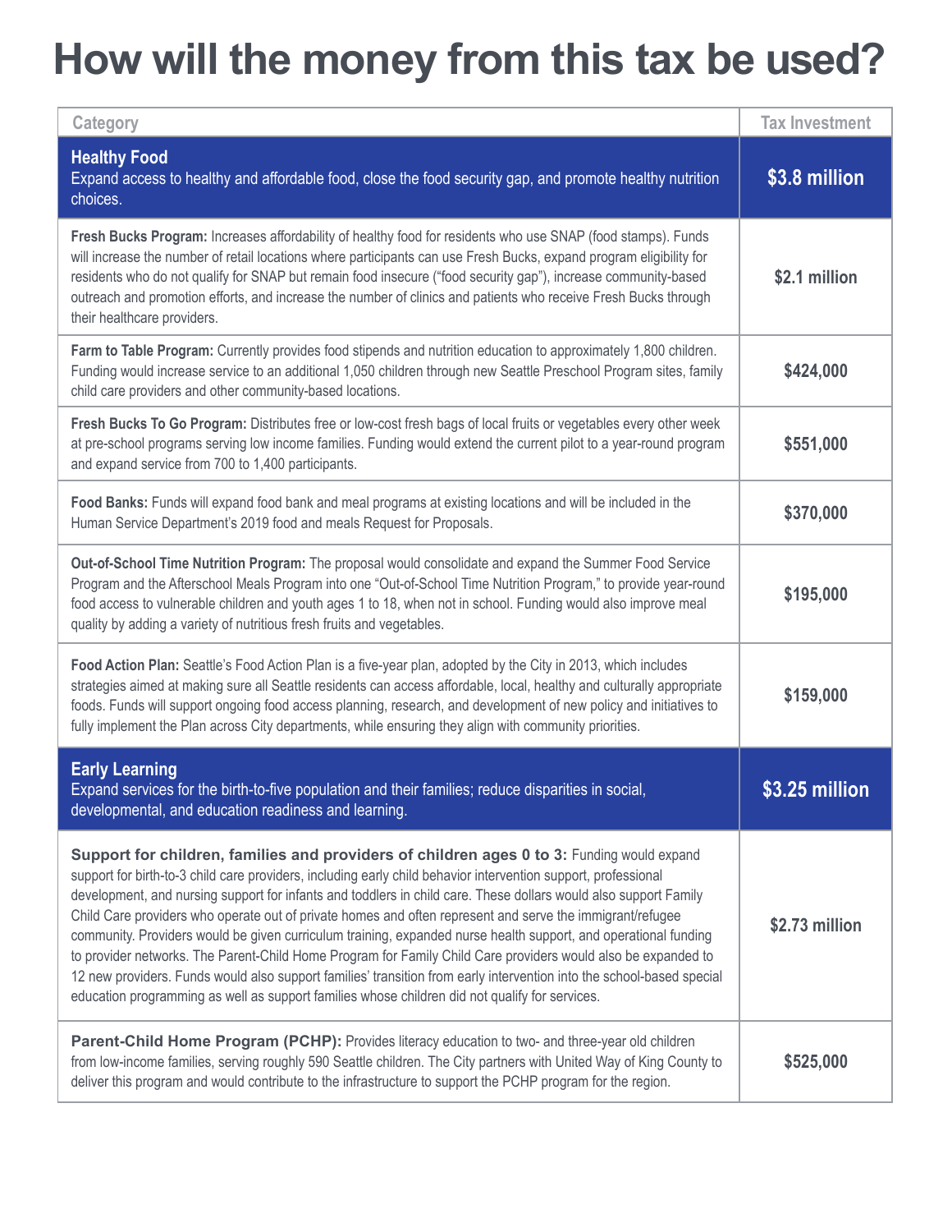# How will the money from this tax be used?

| Category | Tax Investment |
|---|---|
| **Healthy Food**<br>Expand access to healthy and affordable food, close the food security gap, and promote healthy nutrition choices. | **$3.8 million** |
| **Fresh Bucks Program:** Increases affordability of healthy food for residents who use SNAP (food stamps). Funds will increase the number of retail locations where participants can use Fresh Bucks, expand program eligibility for residents who do not qualify for SNAP but remain food insecure ("food security gap"), increase community-based outreach and promotion efforts, and increase the number of clinics and patients who receive Fresh Bucks through their healthcare providers. | **$2.1 million** |
| **Farm to Table Program:** Currently provides food stipends and nutrition education to approximately 1,800 children. Funding would increase service to an additional 1,050 children through new Seattle Preschool Program sites, family child care providers and other community-based locations. | **$424,000** |
| **Fresh Bucks To Go Program:** Distributes free or low-cost fresh bags of local fruits or vegetables every other week at pre-school programs serving low income families. Funding would extend the current pilot to a year-round program and expand service from 700 to 1,400 participants. | **$551,000** |
| **Food Banks:** Funds will expand food bank and meal programs at existing locations and will be included in the Human Service Department's 2019 food and meals Request for Proposals. | **$370,000** |
| **Out-of-School Time Nutrition Program:** The proposal would consolidate and expand the Summer Food Service Program and the Afterschool Meals Program into one "Out-of-School Time Nutrition Program," to provide year-round food access to vulnerable children and youth ages 1 to 18, when not in school. Funding would also improve meal quality by adding a variety of nutritious fresh fruits and vegetables. | **$195,000** |
| **Food Action Plan:** Seattle's Food Action Plan is a five-year plan, adopted by the City in 2013, which includes strategies aimed at making sure all Seattle residents can access affordable, local, healthy and culturally appropriate foods. Funds will support ongoing food access planning, research, and development of new policy and initiatives to fully implement the Plan across City departments, while ensuring they align with community priorities. | **$159,000** |
| **Early Learning**<br>Expand services for the birth-to-five population and their families; reduce disparities in social, developmental, and education readiness and learning. | **$3.25 million** |
| **Support for children, families and providers of children ages 0 to 3:** Funding would expand support for birth-to-3 child care providers, including early child behavior intervention support, professional development, and nursing support for infants and toddlers in child care. These dollars would also support Family Child Care providers who operate out of private homes and often represent and serve the immigrant/refugee community. Providers would be given curriculum training, expanded nurse health support, and operational funding to provider networks. The Parent-Child Home Program for Family Child Care providers would also be expanded to 12 new providers. Funds would also support families' transition from early intervention into the school-based special education programming as well as support families whose children did not qualify for services. | **$2.73 million** |
| **Parent-Child Home Program (PCHP):** Provides literacy education to two- and three-year old children from low-income families, serving roughly 590 Seattle children. The City partners with United Way of King County to deliver this program and would contribute to the infrastructure to support the PCHP program for the region. | **$525,000** |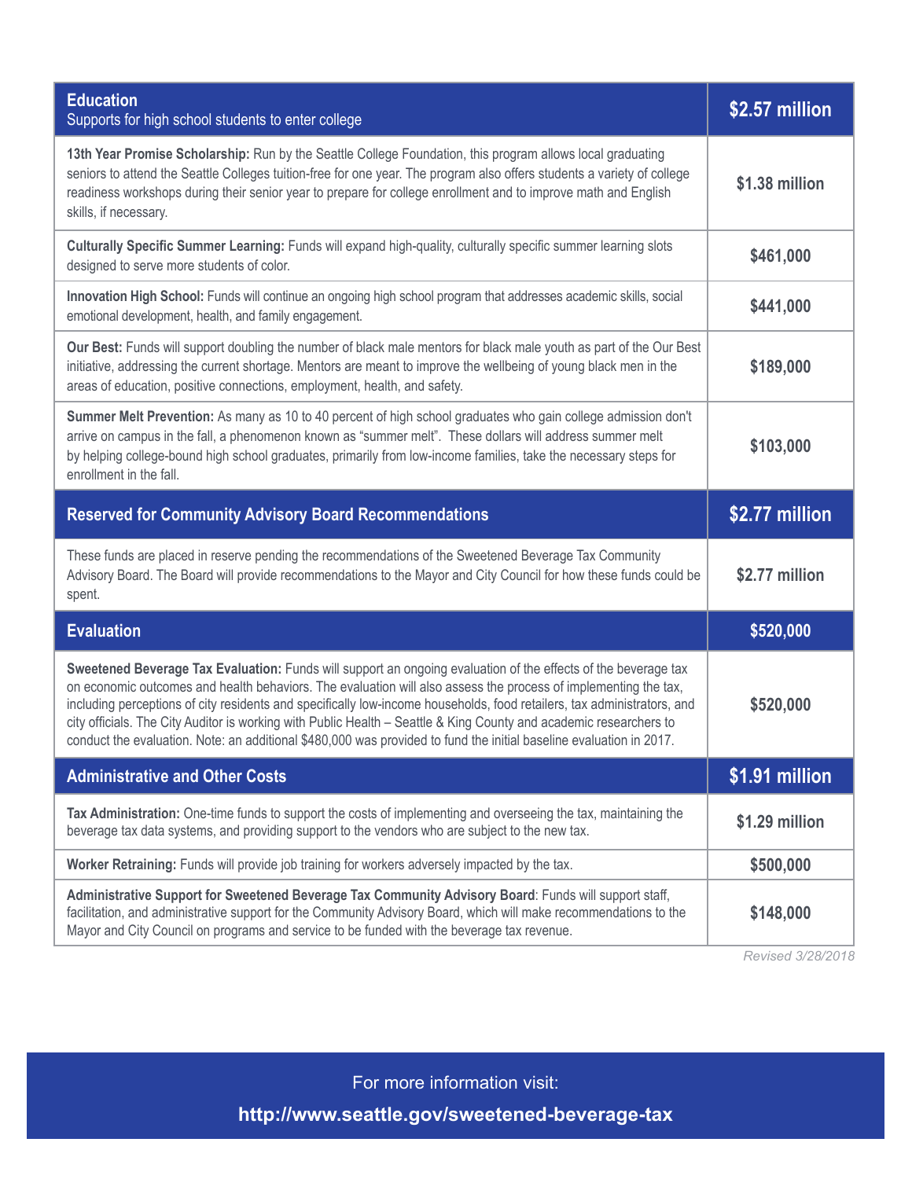| | |
|---|---|
| **Education**<br>Supports for high school students to enter college | **$2.57 million** |
| **13th Year Promise Scholarship:** Run by the Seattle College Foundation, this program allows local graduating seniors to attend the Seattle Colleges tuition-free for one year. The program also offers students a variety of college readiness workshops during their senior year to prepare for college enrollment and to improve math and English skills, if necessary. | **$1.38 million** |
| **Culturally Specific Summer Learning:** Funds will expand high-quality, culturally specific summer learning slots designed to serve more students of color. | **$461,000** |
| **Innovation High School:** Funds will continue an ongoing high school program that addresses academic skills, social emotional development, health, and family engagement. | **$441,000** |
| **Our Best:** Funds will support doubling the number of black male mentors for black male youth as part of the Our Best initiative, addressing the current shortage. Mentors are meant to improve the wellbeing of young black men in the areas of education, positive connections, employment, health, and safety. | **$189,000** |
| **Summer Melt Prevention:** As many as 10 to 40 percent of high school graduates who gain college admission don't arrive on campus in the fall, a phenomenon known as "summer melt". These dollars will address summer melt by helping college-bound high school graduates, primarily from low-income families, take the necessary steps for enrollment in the fall. | **$103,000** |
| **Reserved for Community Advisory Board Recommendations** | **$2.77 million** |
| These funds are placed in reserve pending the recommendations of the Sweetened Beverage Tax Community Advisory Board. The Board will provide recommendations to the Mayor and City Council for how these funds could be spent. | **$2.77 million** |
| **Evaluation** | **$520,000** |
| **Sweetened Beverage Tax Evaluation:** Funds will support an ongoing evaluation of the effects of the beverage tax on economic outcomes and health behaviors. The evaluation will also assess the process of implementing the tax, including perceptions of city residents and specifically low-income households, food retailers, tax administrators, and city officials. The City Auditor is working with Public Health – Seattle & King County and academic researchers to conduct the evaluation. Note: an additional $480,000 was provided to fund the initial baseline evaluation in 2017. | **$520,000** |
| **Administrative and Other Costs** | **$1.91 million** |
| **Tax Administration:** One-time funds to support the costs of implementing and overseeing the tax, maintaining the beverage tax data systems, and providing support to the vendors who are subject to the new tax. | **$1.29 million** |
| **Worker Retraining:** Funds will provide job training for workers adversely impacted by the tax. | **$500,000** |
| **Administrative Support for Sweetened Beverage Tax Community Advisory Board**: Funds will support staff, facilitation, and administrative support for the Community Advisory Board, which will make recommendations to the Mayor and City Council on programs and service to be funded with the beverage tax revenue. | **$148,000** |

*Revised 3/28/2018*

For more information visit:

**http://www.seattle.gov/sweetened-beverage-tax**